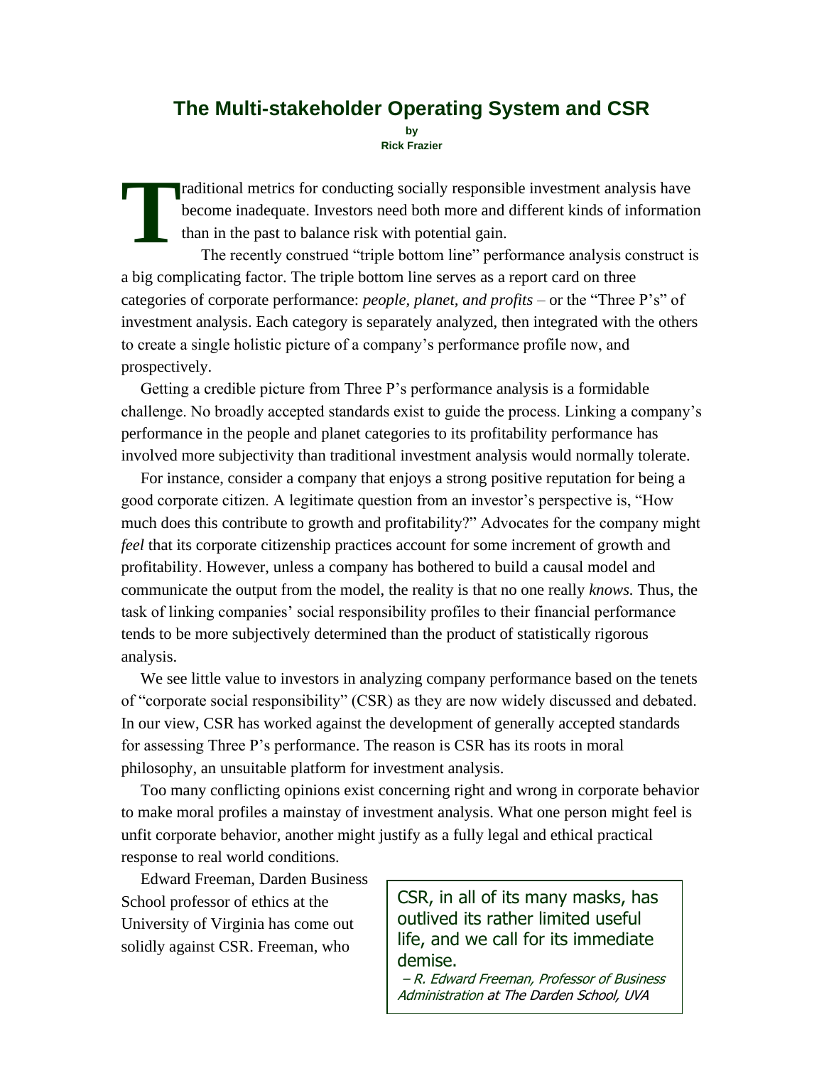# The Multi-stakeholder Operating System and CSR

**by**
**Rick Frazier**

Traditional metrics for conducting socially responsible investment analysis have become inadequate. Investors need both more and different kinds of information than in the past to balance risk with potential gain.

The recently construed "triple bottom line" performance analysis construct is a big complicating factor. The triple bottom line serves as a report card on three categories of corporate performance: *people, planet, and profits* – or the "Three P's" of investment analysis. Each category is separately analyzed, then integrated with the others to create a single holistic picture of a company's performance profile now, and prospectively.

Getting a credible picture from Three P's performance analysis is a formidable challenge. No broadly accepted standards exist to guide the process. Linking a company's performance in the people and planet categories to its profitability performance has involved more subjectivity than traditional investment analysis would normally tolerate.

For instance, consider a company that enjoys a strong positive reputation for being a good corporate citizen. A legitimate question from an investor's perspective is, "How much does this contribute to growth and profitability?" Advocates for the company might *feel* that its corporate citizenship practices account for some increment of growth and profitability. However, unless a company has bothered to build a causal model and communicate the output from the model, the reality is that no one really *knows.* Thus, the task of linking companies' social responsibility profiles to their financial performance tends to be more subjectively determined than the product of statistically rigorous analysis.

We see little value to investors in analyzing company performance based on the tenets of "corporate social responsibility" (CSR) as they are now widely discussed and debated. In our view, CSR has worked against the development of generally accepted standards for assessing Three P's performance. The reason is CSR has its roots in moral philosophy, an unsuitable platform for investment analysis.

Too many conflicting opinions exist concerning right and wrong in corporate behavior to make moral profiles a mainstay of investment analysis. What one person might feel is unfit corporate behavior, another might justify as a fully legal and ethical practical response to real world conditions.

> CSR, in all of its many masks, has outlived its rather limited useful life, and we call for its immediate demise.
> *– R. Edward Freeman, Professor of Business Administration at The Darden School, UVA*

Edward Freeman, Darden Business School professor of ethics at the University of Virginia has come out solidly against CSR. Freeman, who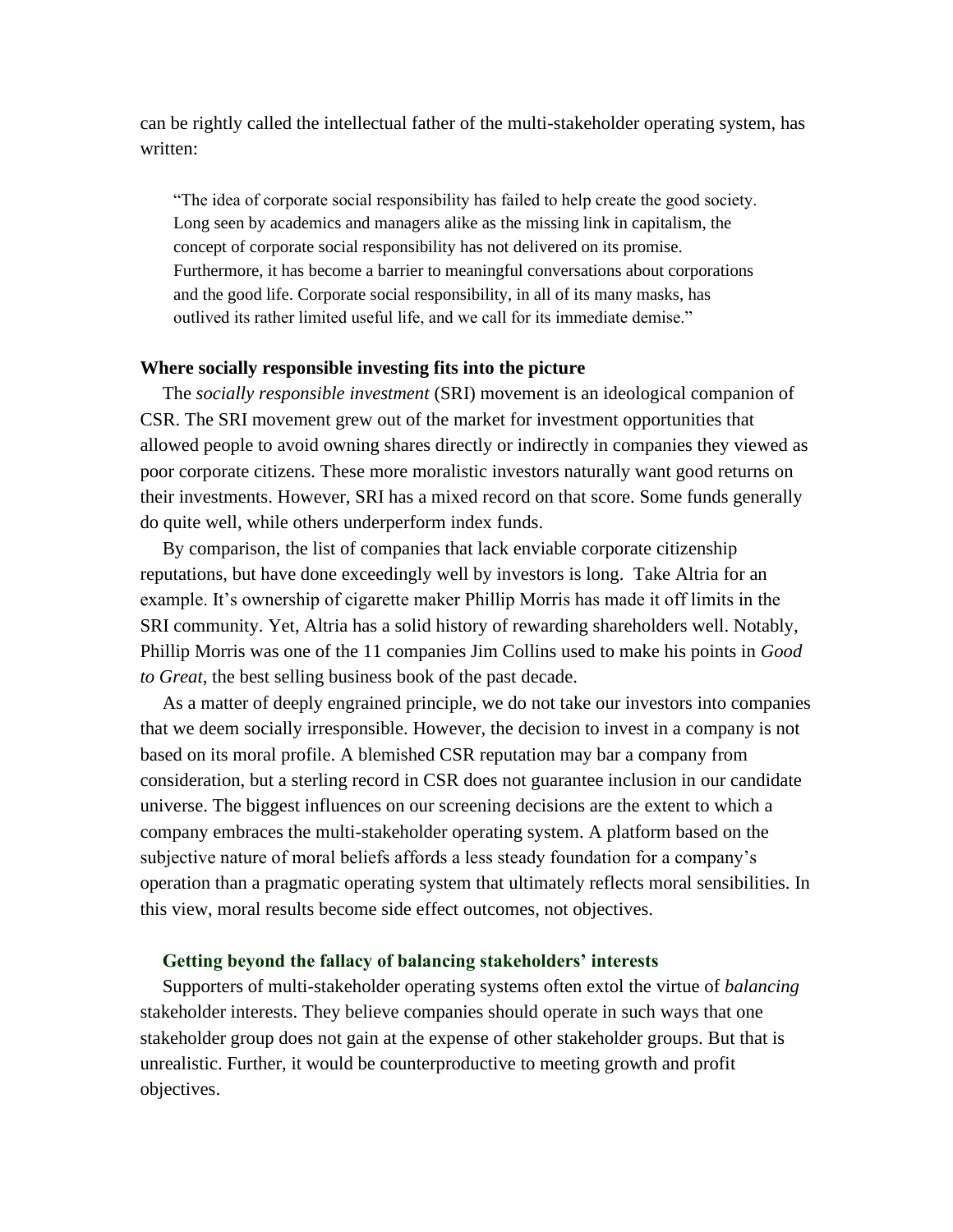can be rightly called the intellectual father of the multi-stakeholder operating system, has written:

> "The idea of corporate social responsibility has failed to help create the good society. Long seen by academics and managers alike as the missing link in capitalism, the concept of corporate social responsibility has not delivered on its promise. Furthermore, it has become a barrier to meaningful conversations about corporations and the good life. Corporate social responsibility, in all of its many masks, has outlived its rather limited useful life, and we call for its immediate demise."

### Where socially responsible investing fits into the picture

The *socially responsible investment* (SRI) movement is an ideological companion of CSR. The SRI movement grew out of the market for investment opportunities that allowed people to avoid owning shares directly or indirectly in companies they viewed as poor corporate citizens. These more moralistic investors naturally want good returns on their investments. However, SRI has a mixed record on that score. Some funds generally do quite well, while others underperform index funds.

By comparison, the list of companies that lack enviable corporate citizenship reputations, but have done exceedingly well by investors is long. Take Altria for an example. It's ownership of cigarette maker Phillip Morris has made it off limits in the SRI community. Yet, Altria has a solid history of rewarding shareholders well. Notably, Phillip Morris was one of the 11 companies Jim Collins used to make his points in *Good to Great*, the best selling business book of the past decade.

As a matter of deeply engrained principle, we do not take our investors into companies that we deem socially irresponsible. However, the decision to invest in a company is not based on its moral profile. A blemished CSR reputation may bar a company from consideration, but a sterling record in CSR does not guarantee inclusion in our candidate universe. The biggest influences on our screening decisions are the extent to which a company embraces the multi-stakeholder operating system. A platform based on the subjective nature of moral beliefs affords a less steady foundation for a company's operation than a pragmatic operating system that ultimately reflects moral sensibilities. In this view, moral results become side effect outcomes, not objectives.

#### Getting beyond the fallacy of balancing stakeholders' interests

Supporters of multi-stakeholder operating systems often extol the virtue of *balancing* stakeholder interests. They believe companies should operate in such ways that one stakeholder group does not gain at the expense of other stakeholder groups. But that is unrealistic. Further, it would be counterproductive to meeting growth and profit objectives.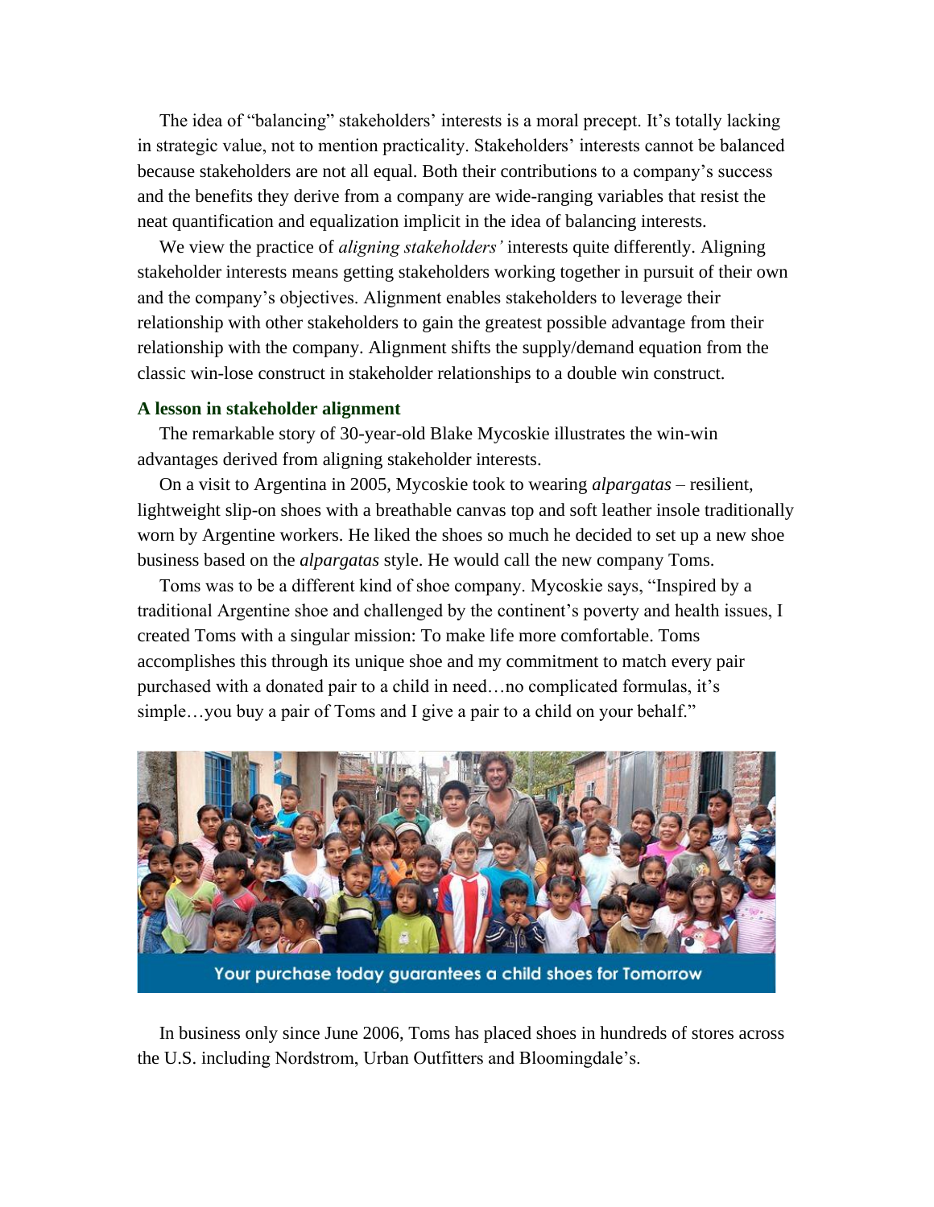The idea of "balancing" stakeholders' interests is a moral precept. It's totally lacking in strategic value, not to mention practicality. Stakeholders' interests cannot be balanced because stakeholders are not all equal. Both their contributions to a company's success and the benefits they derive from a company are wide-ranging variables that resist the neat quantification and equalization implicit in the idea of balancing interests.

We view the practice of *aligning stakeholders'* interests quite differently. Aligning stakeholder interests means getting stakeholders working together in pursuit of their own and the company's objectives. Alignment enables stakeholders to leverage their relationship with other stakeholders to gain the greatest possible advantage from their relationship with the company. Alignment shifts the supply/demand equation from the classic win-lose construct in stakeholder relationships to a double win construct.

### A lesson in stakeholder alignment

The remarkable story of 30-year-old Blake Mycoskie illustrates the win-win advantages derived from aligning stakeholder interests.

On a visit to Argentina in 2005, Mycoskie took to wearing *alpargatas* – resilient, lightweight slip-on shoes with a breathable canvas top and soft leather insole traditionally worn by Argentine workers. He liked the shoes so much he decided to set up a new shoe business based on the *alpargatas* style. He would call the new company Toms.

Toms was to be a different kind of shoe company. Mycoskie says, "Inspired by a traditional Argentine shoe and challenged by the continent's poverty and health issues, I created Toms with a singular mission: To make life more comfortable. Toms accomplishes this through its unique shoe and my commitment to match every pair purchased with a donated pair to a child in need…no complicated formulas, it's simple…you buy a pair of Toms and I give a pair to a child on your behalf."

Your purchase today guarantees a child shoes for Tomorrow

In business only since June 2006, Toms has placed shoes in hundreds of stores across the U.S. including Nordstrom, Urban Outfitters and Bloomingdale's.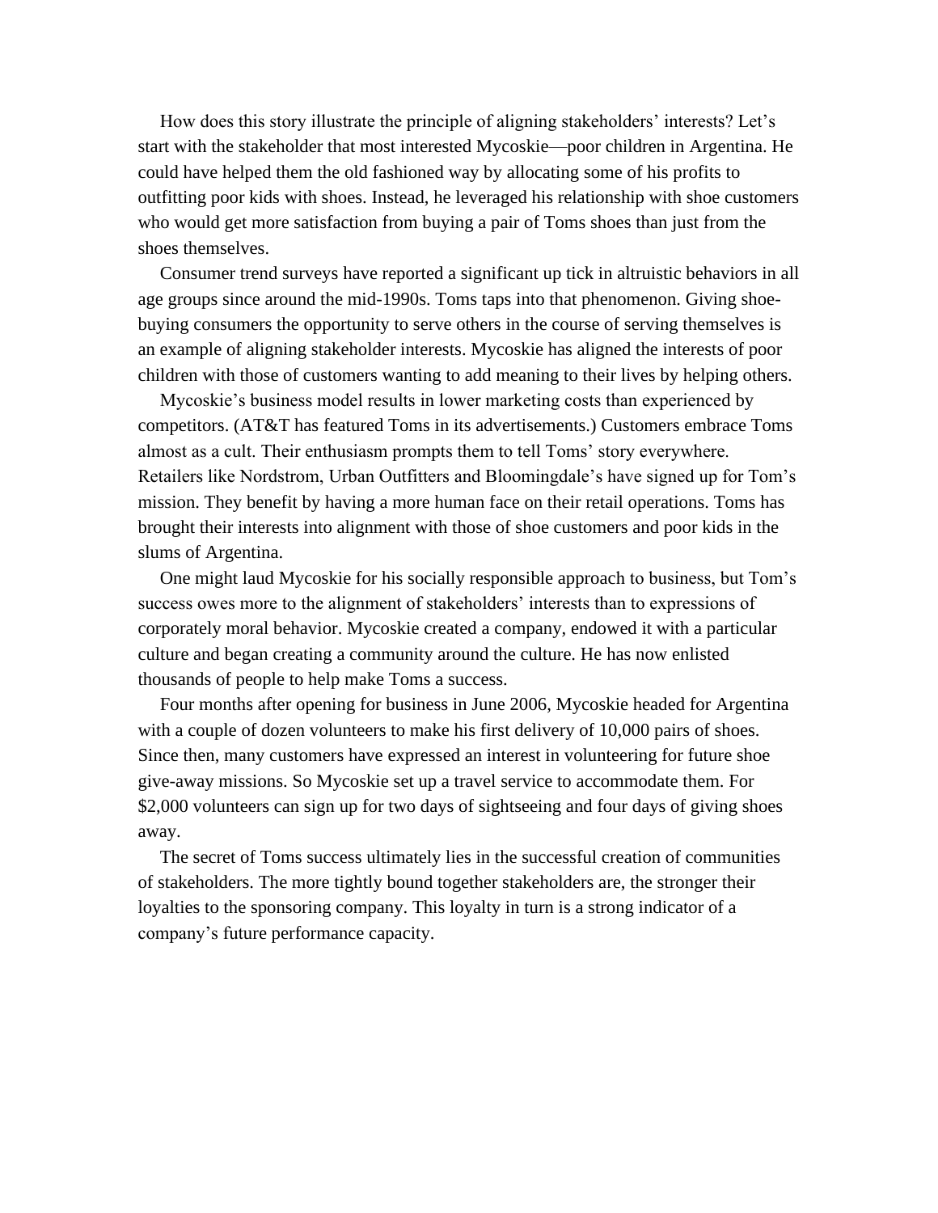How does this story illustrate the principle of aligning stakeholders' interests? Let's start with the stakeholder that most interested Mycoskie—poor children in Argentina. He could have helped them the old fashioned way by allocating some of his profits to outfitting poor kids with shoes. Instead, he leveraged his relationship with shoe customers who would get more satisfaction from buying a pair of Toms shoes than just from the shoes themselves.

Consumer trend surveys have reported a significant up tick in altruistic behaviors in all age groups since around the mid-1990s. Toms taps into that phenomenon. Giving shoe-buying consumers the opportunity to serve others in the course of serving themselves is an example of aligning stakeholder interests. Mycoskie has aligned the interests of poor children with those of customers wanting to add meaning to their lives by helping others.

Mycoskie's business model results in lower marketing costs than experienced by competitors. (AT&T has featured Toms in its advertisements.) Customers embrace Toms almost as a cult. Their enthusiasm prompts them to tell Toms' story everywhere. Retailers like Nordstrom, Urban Outfitters and Bloomingdale's have signed up for Tom's mission. They benefit by having a more human face on their retail operations. Toms has brought their interests into alignment with those of shoe customers and poor kids in the slums of Argentina.

One might laud Mycoskie for his socially responsible approach to business, but Tom's success owes more to the alignment of stakeholders' interests than to expressions of corporately moral behavior. Mycoskie created a company, endowed it with a particular culture and began creating a community around the culture. He has now enlisted thousands of people to help make Toms a success.

Four months after opening for business in June 2006, Mycoskie headed for Argentina with a couple of dozen volunteers to make his first delivery of 10,000 pairs of shoes. Since then, many customers have expressed an interest in volunteering for future shoe give-away missions. So Mycoskie set up a travel service to accommodate them. For $2,000 volunteers can sign up for two days of sightseeing and four days of giving shoes away.

The secret of Toms success ultimately lies in the successful creation of communities of stakeholders. The more tightly bound together stakeholders are, the stronger their loyalties to the sponsoring company. This loyalty in turn is a strong indicator of a company's future performance capacity.